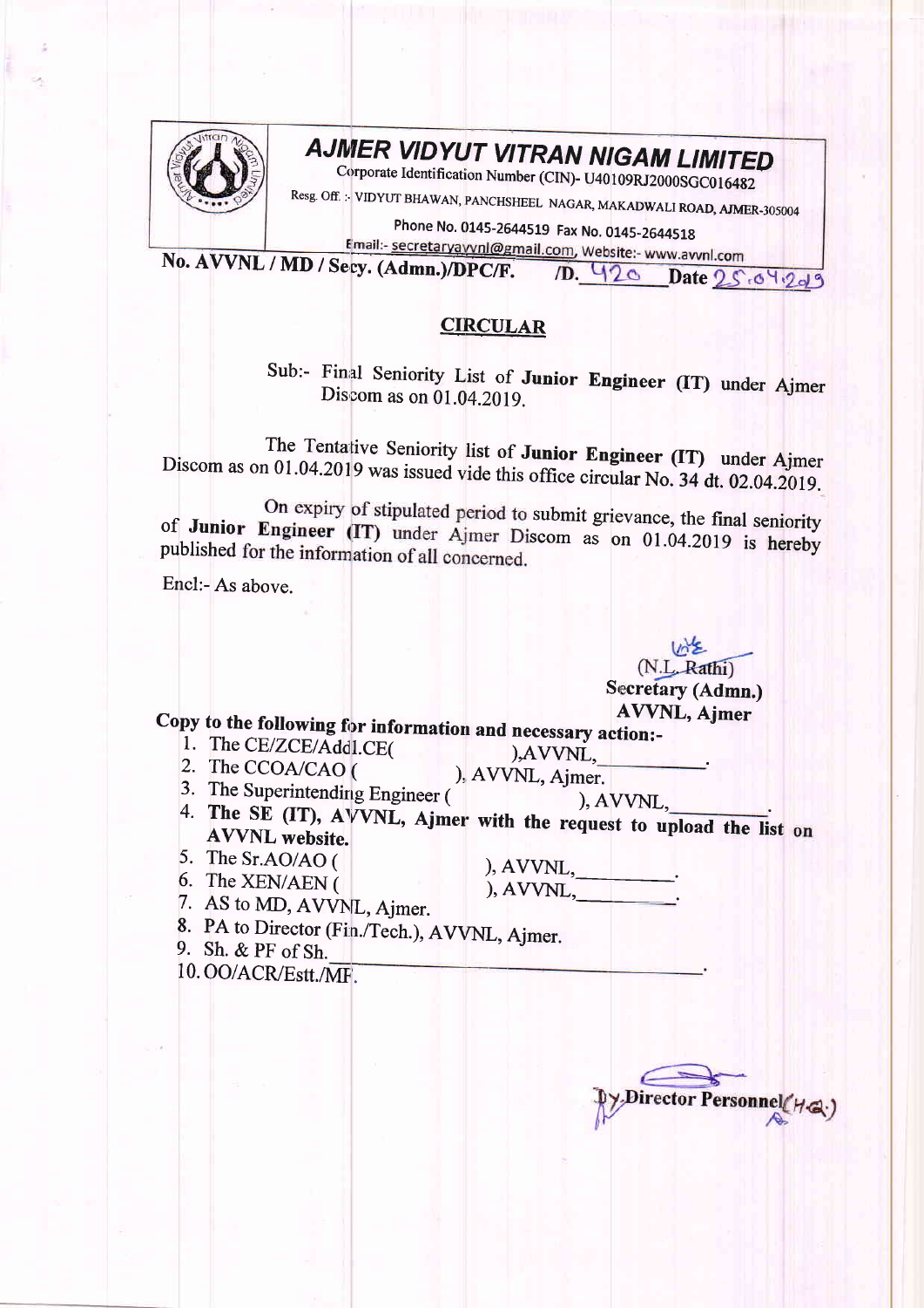# AJMER VIDYUT VITRAN NIGAM LIMITED

Corporate Identification Number (CIN)- U40109RJ2000SGC016482

Resg. Off. :- VIDYUT BHAWAN, PANCHSHEEL NAGAR, MAKADWALI ROAD, AJMER-305004

Phone No. 0145-2644519 Fax No. 0145-2644518

Email:- secretaryavvnl@gmail.com, Website:- www.avvnl.com

**No. AVVNL / MD / Secy. (Admn.)/DPC/F. /D. 420 Date 25.04.2019**

## CIRCULAR

Sub:- Final Seniority List of **Junior Engineer (IT)** under Ajmer Discom as on 01.04.2019.

The Tentative Seniority list of **Junior Engineer (IT)** under Ajmer Discom as on 01.04.2019 was issued vide this office circular No. 34 dt. 02.04.2019.

On expiry of stipulated period to submit grievance, the final seniority of **Junior Engineer (IT)** under Ajmer Discom as on 01.04.2019 is hereby published for the information of all concerned.

Encl:- As above.

(N.L. Rathi)
**Secretary (Admn.)**
**AVVNL, Ajmer**

**Copy to the following for information and necessary action:-**

1. The CE/ZCE/Addl.CE( ),AVVNL,\_\_\_\_\_\_\_\_\_.
2. The CCOA/CAO ( ), AVVNL, Ajmer.
3. The Superintending Engineer ( ), AVVNL,\_\_\_\_\_\_\_\_\_.
4. **The SE (IT), AVVNL, Ajmer with the request to upload the list on AVVNL website.**
5. The Sr.AO/AO ( ), AVVNL,\_\_\_\_\_\_\_\_\_.
6. The XEN/AEN ( ), AVVNL,\_\_\_\_\_\_\_\_\_.
7. AS to MD, AVVNL, Ajmer.
8. PA to Director (Fin./Tech.), AVVNL, Ajmer.
9. Sh. & PF of Sh.\_\_\_\_\_\_\_\_\_\_\_\_\_\_\_\_\_\_\_\_\_\_\_\_\_\_\_\_\_\_\_\_\_.
10. OO/ACR/Estt./MF.

**Dy.Director Personnel(H.Q.)**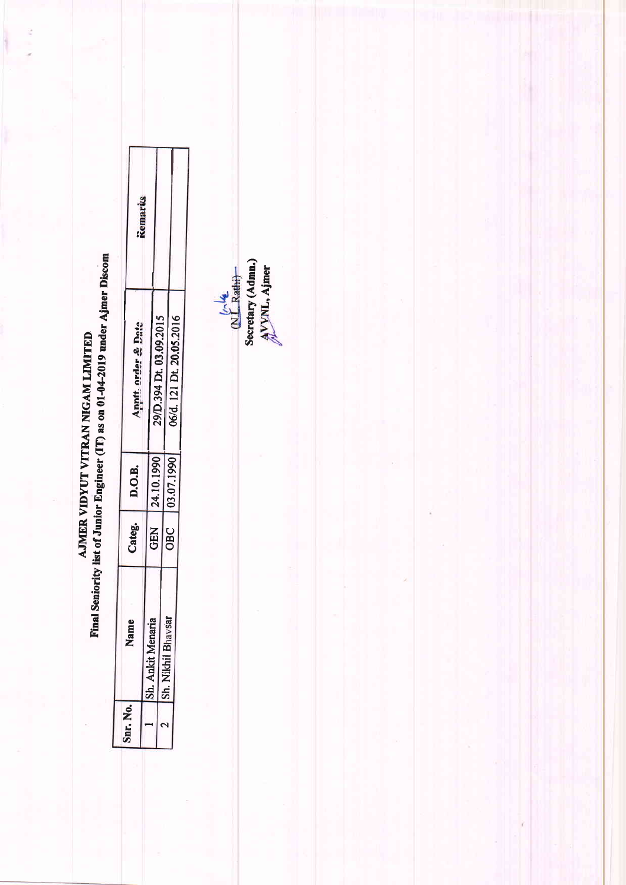# AJMER VIDYUT VITRAN NIGAM LIMITED

## Final Seniority list of Junior Engineer (IT) as on 01-04-2019 under Ajmer Discom

| Snr. No. | Name | Categ. | D.O.B. | Apptt. order & Date | Remarks |
|---|---|---|---|---|---|
| 1 | Sh. Ankit Menaria | GEN | 24.10.1990 | 29/D.394 Dt. 03.09.2015 | |
| 2 | Sh. Nikhil Bhavsar | OBC | 03.07.1990 | 06/d. 121 Dt. 20.05.2016 | |

(N.L. Rathi)
Secretary (Admn.)
AVVNL, Ajmer